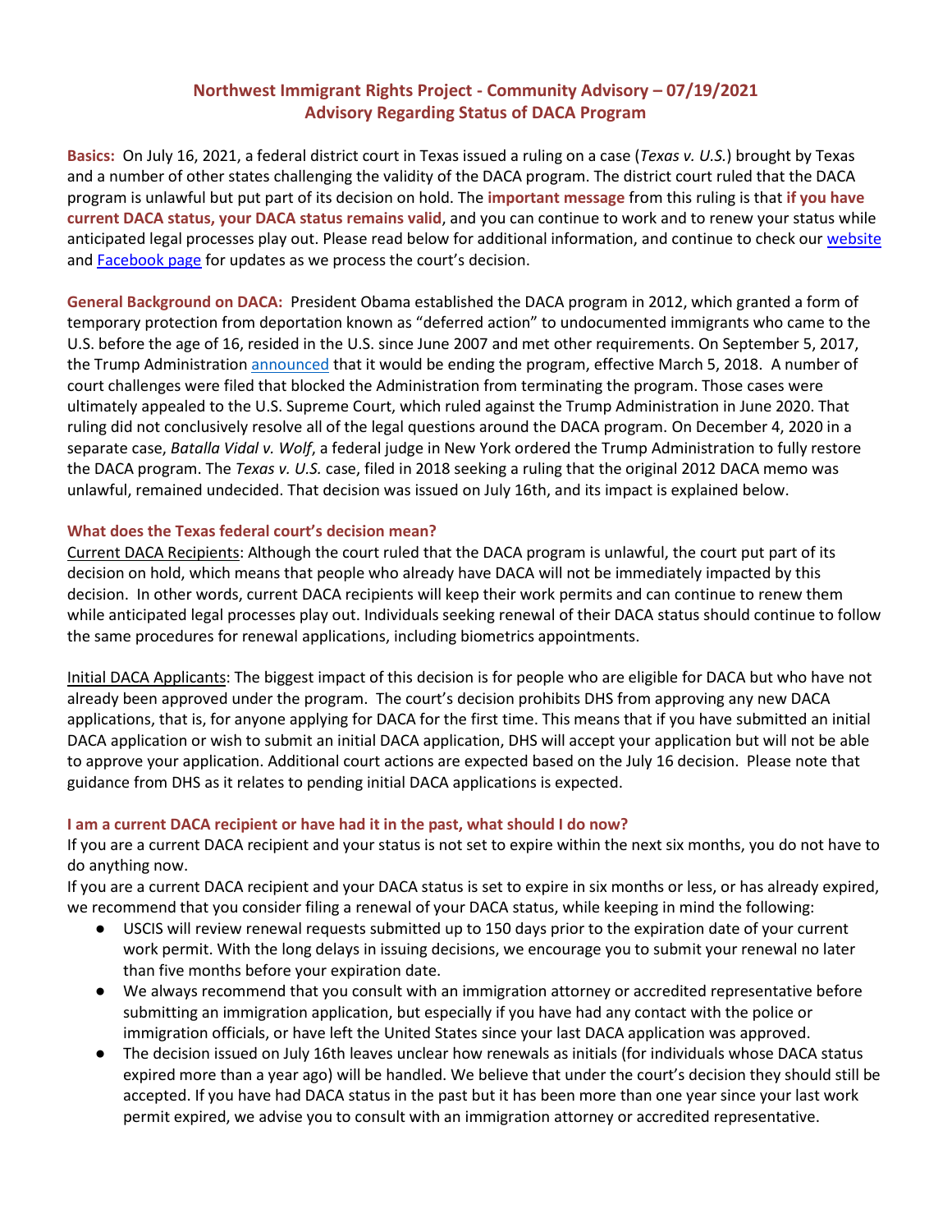## Northwest Immigrant Rights Project - Community Advisory – 07/19/2021
## Advisory Regarding Status of DACA Program

**Basics:** On July 16, 2021, a federal district court in Texas issued a ruling on a case (*Texas v. U.S.*) brought by Texas and a number of other states challenging the validity of the DACA program. The district court ruled that the DACA program is unlawful but put part of its decision on hold. The **important message** from this ruling is that **if you have current DACA status, your DACA status remains valid**, and you can continue to work and to renew your status while anticipated legal processes play out. Please read below for additional information, and continue to check our website and Facebook page for updates as we process the court's decision.

**General Background on DACA:** President Obama established the DACA program in 2012, which granted a form of temporary protection from deportation known as "deferred action" to undocumented immigrants who came to the U.S. before the age of 16, resided in the U.S. since June 2007 and met other requirements. On September 5, 2017, the Trump Administration announced that it would be ending the program, effective March 5, 2018. A number of court challenges were filed that blocked the Administration from terminating the program. Those cases were ultimately appealed to the U.S. Supreme Court, which ruled against the Trump Administration in June 2020. That ruling did not conclusively resolve all of the legal questions around the DACA program. On December 4, 2020 in a separate case, *Batalla Vidal v. Wolf*, a federal judge in New York ordered the Trump Administration to fully restore the DACA program. The *Texas v. U.S.* case, filed in 2018 seeking a ruling that the original 2012 DACA memo was unlawful, remained undecided. That decision was issued on July 16th, and its impact is explained below.

### What does the Texas federal court's decision mean?

Current DACA Recipients: Although the court ruled that the DACA program is unlawful, the court put part of its decision on hold, which means that people who already have DACA will not be immediately impacted by this decision. In other words, current DACA recipients will keep their work permits and can continue to renew them while anticipated legal processes play out. Individuals seeking renewal of their DACA status should continue to follow the same procedures for renewal applications, including biometrics appointments.

Initial DACA Applicants: The biggest impact of this decision is for people who are eligible for DACA but who have not already been approved under the program. The court's decision prohibits DHS from approving any new DACA applications, that is, for anyone applying for DACA for the first time. This means that if you have submitted an initial DACA application or wish to submit an initial DACA application, DHS will accept your application but will not be able to approve your application. Additional court actions are expected based on the July 16 decision. Please note that guidance from DHS as it relates to pending initial DACA applications is expected.

### I am a current DACA recipient or have had it in the past, what should I do now?

If you are a current DACA recipient and your status is not set to expire within the next six months, you do not have to do anything now.

If you are a current DACA recipient and your DACA status is set to expire in six months or less, or has already expired, we recommend that you consider filing a renewal of your DACA status, while keeping in mind the following:

- USCIS will review renewal requests submitted up to 150 days prior to the expiration date of your current work permit. With the long delays in issuing decisions, we encourage you to submit your renewal no later than five months before your expiration date.
- We always recommend that you consult with an immigration attorney or accredited representative before submitting an immigration application, but especially if you have had any contact with the police or immigration officials, or have left the United States since your last DACA application was approved.
- The decision issued on July 16th leaves unclear how renewals as initials (for individuals whose DACA status expired more than a year ago) will be handled. We believe that under the court's decision they should still be accepted. If you have had DACA status in the past but it has been more than one year since your last work permit expired, we advise you to consult with an immigration attorney or accredited representative.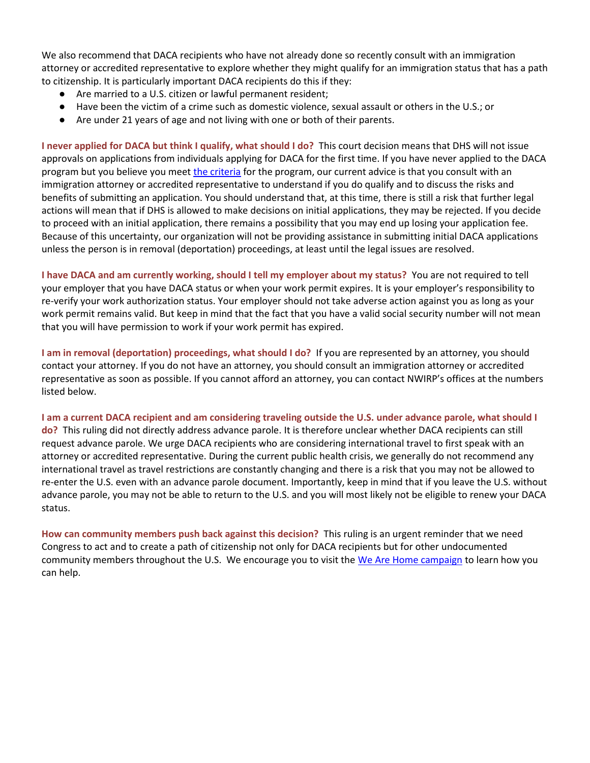We also recommend that DACA recipients who have not already done so recently consult with an immigration attorney or accredited representative to explore whether they might qualify for an immigration status that has a path to citizenship. It is particularly important DACA recipients do this if they:

- Are married to a U.S. citizen or lawful permanent resident;
- Have been the victim of a crime such as domestic violence, sexual assault or others in the U.S.; or
- Are under 21 years of age and not living with one or both of their parents.

**I never applied for DACA but think I qualify, what should I do?** This court decision means that DHS will not issue approvals on applications from individuals applying for DACA for the first time. If you have never applied to the DACA program but you believe you meet [the criteria] for the program, our current advice is that you consult with an immigration attorney or accredited representative to understand if you do qualify and to discuss the risks and benefits of submitting an application. You should understand that, at this time, there is still a risk that further legal actions will mean that if DHS is allowed to make decisions on initial applications, they may be rejected. If you decide to proceed with an initial application, there remains a possibility that you may end up losing your application fee. Because of this uncertainty, our organization will not be providing assistance in submitting initial DACA applications unless the person is in removal (deportation) proceedings, at least until the legal issues are resolved.

**I have DACA and am currently working, should I tell my employer about my status?** You are not required to tell your employer that you have DACA status or when your work permit expires. It is your employer's responsibility to re-verify your work authorization status. Your employer should not take adverse action against you as long as your work permit remains valid. But keep in mind that the fact that you have a valid social security number will not mean that you will have permission to work if your work permit has expired.

**I am in removal (deportation) proceedings, what should I do?** If you are represented by an attorney, you should contact your attorney. If you do not have an attorney, you should consult an immigration attorney or accredited representative as soon as possible. If you cannot afford an attorney, you can contact NWIRP's offices at the numbers listed below.

**I am a current DACA recipient and am considering traveling outside the U.S. under advance parole, what should I do?** This ruling did not directly address advance parole. It is therefore unclear whether DACA recipients can still request advance parole. We urge DACA recipients who are considering international travel to first speak with an attorney or accredited representative. During the current public health crisis, we generally do not recommend any international travel as travel restrictions are constantly changing and there is a risk that you may not be allowed to re-enter the U.S. even with an advance parole document. Importantly, keep in mind that if you leave the U.S. without advance parole, you may not be able to return to the U.S. and you will most likely not be eligible to renew your DACA status.

**How can community members push back against this decision?** This ruling is an urgent reminder that we need Congress to act and to create a path of citizenship not only for DACA recipients but for other undocumented community members throughout the U.S. We encourage you to visit the [We Are Home campaign] to learn how you can help.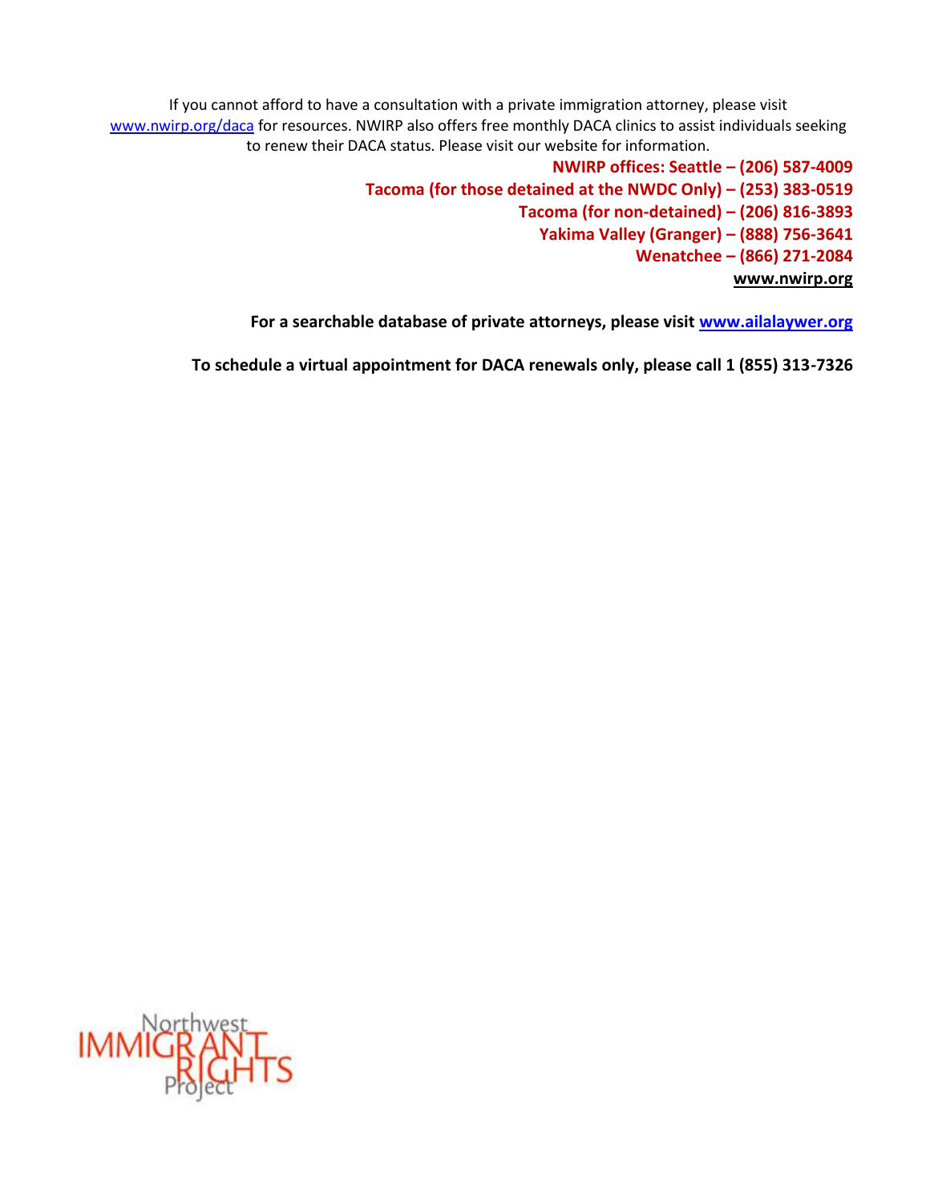If you cannot afford to have a consultation with a private immigration attorney, please visit [www.nwirp.org/daca](www.nwirp.org/daca) for resources. NWIRP also offers free monthly DACA clinics to assist individuals seeking to renew their DACA status. Please visit our website for information.

**NWIRP offices: Seattle – (206) 587-4009**
**Tacoma (for those detained at the NWDC Only) – (253) 383-0519**
**Tacoma (for non-detained) – (206) 816-3893**
**Yakima Valley (Granger) – (888) 756-3641**
**Wenatchee – (866) 271-2084**
**www.nwirp.org**

**For a searchable database of private attorneys, please visit [www.ailalaywer.org](www.ailalaywer.org)**

**To schedule a virtual appointment for DACA renewals only, please call 1 (855) 313-7326**

Northwest IMMIGRANT RIGHTS Project